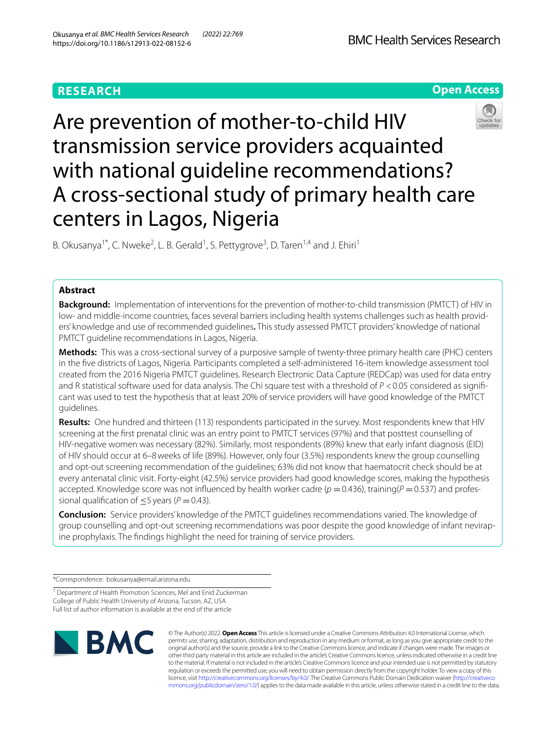**RESEARCH**

**Open Access**

# Are prevention of mother-to-child HIV transmission service providers acquainted with national guideline recommendations? A cross-sectional study of primary health care centers in Lagos, Nigeria

B. Okusanya[1*], C. Nweke[2], L. B. Gerald[1], S. Pettygrove[3], D. Taren[1,4] and J. Ehiri[1]

## Abstract

**Background:** Implementation of interventions for the prevention of mother-to-child transmission (PMTCT) of HIV in low- and middle-income countries, faces several barriers including health systems challenges such as health providers' knowledge and use of recommended guidelines**.** This study assessed PMTCT providers' knowledge of national PMTCT guideline recommendations in Lagos, Nigeria.

**Methods:** This was a cross-sectional survey of a purposive sample of twenty-three primary health care (PHC) centers in the five districts of Lagos, Nigeria. Participants completed a self-administered 16-item knowledge assessment tool created from the 2016 Nigeria PMTCT guidelines. Research Electronic Data Capture (REDCap) was used for data entry and R statistical software used for data analysis. The Chi square test with a threshold of $P < 0.05$ considered as significant was used to test the hypothesis that at least 20% of service providers will have good knowledge of the PMTCT guidelines.

**Results:** One hundred and thirteen (113) respondents participated in the survey. Most respondents knew that HIV screening at the first prenatal clinic was an entry point to PMTCT services (97%) and that posttest counselling of HIV-negative women was necessary (82%). Similarly, most respondents (89%) knew that early infant diagnosis (EID) of HIV should occur at 6–8 weeks of life (89%). However, only four (3.5%) respondents knew the group counselling and opt-out screening recommendation of the guidelines; 63% did not know that haematocrit check should be at every antenatal clinic visit. Forty-eight (42.5%) service providers had good knowledge scores, making the hypothesis accepted. Knowledge score was not influenced by health worker cadre ($p = 0.436$), training($P = 0.537$) and professional qualification of $\leq 5$ years ($P = 0.43$).

**Conclusion:** Service providers' knowledge of the PMTCT guidelines recommendations varied. The knowledge of group counselling and opt-out screening recommendations was poor despite the good knowledge of infant nevirapine prophylaxis. The findings highlight the need for training of service providers.

*Correspondence: bokusanya@email.arizona.edu

[1] Department of Health Promotion Sciences, Mel and Enid Zuckerman College of Public Health University of Arizona, Tucson, AZ, USA
Full list of author information is available at the end of the article

© The Author(s) 2022. **Open Access** This article is licensed under a Creative Commons Attribution 4.0 International License, which permits use, sharing, adaptation, distribution and reproduction in any medium or format, as long as you give appropriate credit to the original author(s) and the source, provide a link to the Creative Commons licence, and indicate if changes were made. The images or other third party material in this article are included in the article's Creative Commons licence, unless indicated otherwise in a credit line to the material. If material is not included in the article's Creative Commons licence and your intended use is not permitted by statutory regulation or exceeds the permitted use, you will need to obtain permission directly from the copyright holder. To view a copy of this licence, visit http://creativecommons.org/licenses/by/4.0/. The Creative Commons Public Domain Dedication waiver (http://creativecommons.org/publicdomain/zero/1.0/) applies to the data made available in this article, unless otherwise stated in a credit line to the data.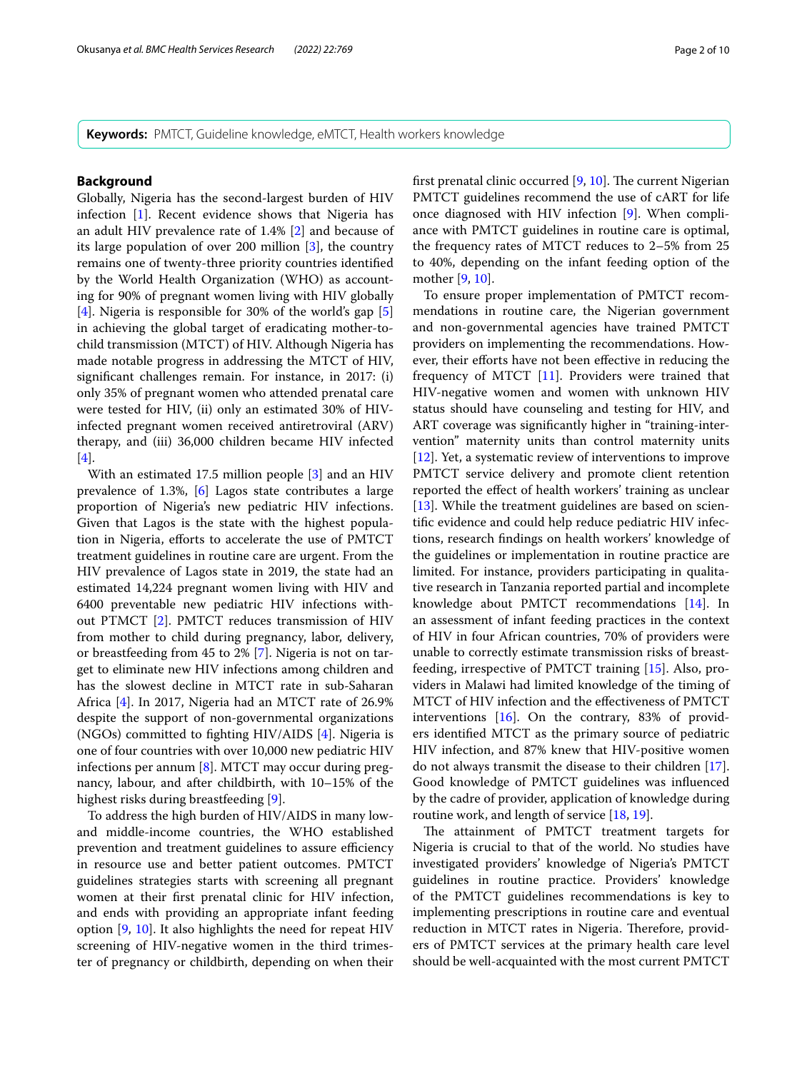**Keywords:** PMTCT, Guideline knowledge, eMTCT, Health workers knowledge

## Background

Globally, Nigeria has the second-largest burden of HIV infection [1]. Recent evidence shows that Nigeria has an adult HIV prevalence rate of 1.4% [2] and because of its large population of over 200 million [3], the country remains one of twenty-three priority countries identified by the World Health Organization (WHO) as accounting for 90% of pregnant women living with HIV globally [4]. Nigeria is responsible for 30% of the world's gap [5] in achieving the global target of eradicating mother-to-child transmission (MTCT) of HIV. Although Nigeria has made notable progress in addressing the MTCT of HIV, significant challenges remain. For instance, in 2017: (i) only 35% of pregnant women who attended prenatal care were tested for HIV, (ii) only an estimated 30% of HIV-infected pregnant women received antiretroviral (ARV) therapy, and (iii) 36,000 children became HIV infected [4].

With an estimated 17.5 million people [3] and an HIV prevalence of 1.3%, [6] Lagos state contributes a large proportion of Nigeria's new pediatric HIV infections. Given that Lagos is the state with the highest population in Nigeria, efforts to accelerate the use of PMTCT treatment guidelines in routine care are urgent. From the HIV prevalence of Lagos state in 2019, the state had an estimated 14,224 pregnant women living with HIV and 6400 preventable new pediatric HIV infections without PTMCT [2]. PMTCT reduces transmission of HIV from mother to child during pregnancy, labor, delivery, or breastfeeding from 45 to 2% [7]. Nigeria is not on target to eliminate new HIV infections among children and has the slowest decline in MTCT rate in sub-Saharan Africa [4]. In 2017, Nigeria had an MTCT rate of 26.9% despite the support of non-governmental organizations (NGOs) committed to fighting HIV/AIDS [4]. Nigeria is one of four countries with over 10,000 new pediatric HIV infections per annum [8]. MTCT may occur during pregnancy, labour, and after childbirth, with 10–15% of the highest risks during breastfeeding [9].

To address the high burden of HIV/AIDS in many low- and middle-income countries, the WHO established prevention and treatment guidelines to assure efficiency in resource use and better patient outcomes. PMTCT guidelines strategies starts with screening all pregnant women at their first prenatal clinic for HIV infection, and ends with providing an appropriate infant feeding option [9, 10]. It also highlights the need for repeat HIV screening of HIV-negative women in the third trimester of pregnancy or childbirth, depending on when their first prenatal clinic occurred [9, 10]. The current Nigerian PMTCT guidelines recommend the use of cART for life once diagnosed with HIV infection [9]. When compliance with PMTCT guidelines in routine care is optimal, the frequency rates of MTCT reduces to 2–5% from 25 to 40%, depending on the infant feeding option of the mother [9, 10].

To ensure proper implementation of PMTCT recommendations in routine care, the Nigerian government and non-governmental agencies have trained PMTCT providers on implementing the recommendations. However, their efforts have not been effective in reducing the frequency of MTCT [11]. Providers were trained that HIV-negative women and women with unknown HIV status should have counseling and testing for HIV, and ART coverage was significantly higher in "training-intervention" maternity units than control maternity units [12]. Yet, a systematic review of interventions to improve PMTCT service delivery and promote client retention reported the effect of health workers' training as unclear [13]. While the treatment guidelines are based on scientific evidence and could help reduce pediatric HIV infections, research findings on health workers' knowledge of the guidelines or implementation in routine practice are limited. For instance, providers participating in qualitative research in Tanzania reported partial and incomplete knowledge about PMTCT recommendations [14]. In an assessment of infant feeding practices in the context of HIV in four African countries, 70% of providers were unable to correctly estimate transmission risks of breastfeeding, irrespective of PMTCT training [15]. Also, providers in Malawi had limited knowledge of the timing of MTCT of HIV infection and the effectiveness of PMTCT interventions [16]. On the contrary, 83% of providers identified MTCT as the primary source of pediatric HIV infection, and 87% knew that HIV-positive women do not always transmit the disease to their children [17]. Good knowledge of PMTCT guidelines was influenced by the cadre of provider, application of knowledge during routine work, and length of service [18, 19].

The attainment of PMTCT treatment targets for Nigeria is crucial to that of the world. No studies have investigated providers' knowledge of Nigeria's PMTCT guidelines in routine practice. Providers' knowledge of the PMTCT guidelines recommendations is key to implementing prescriptions in routine care and eventual reduction in MTCT rates in Nigeria. Therefore, providers of PMTCT services at the primary health care level should be well-acquainted with the most current PMTCT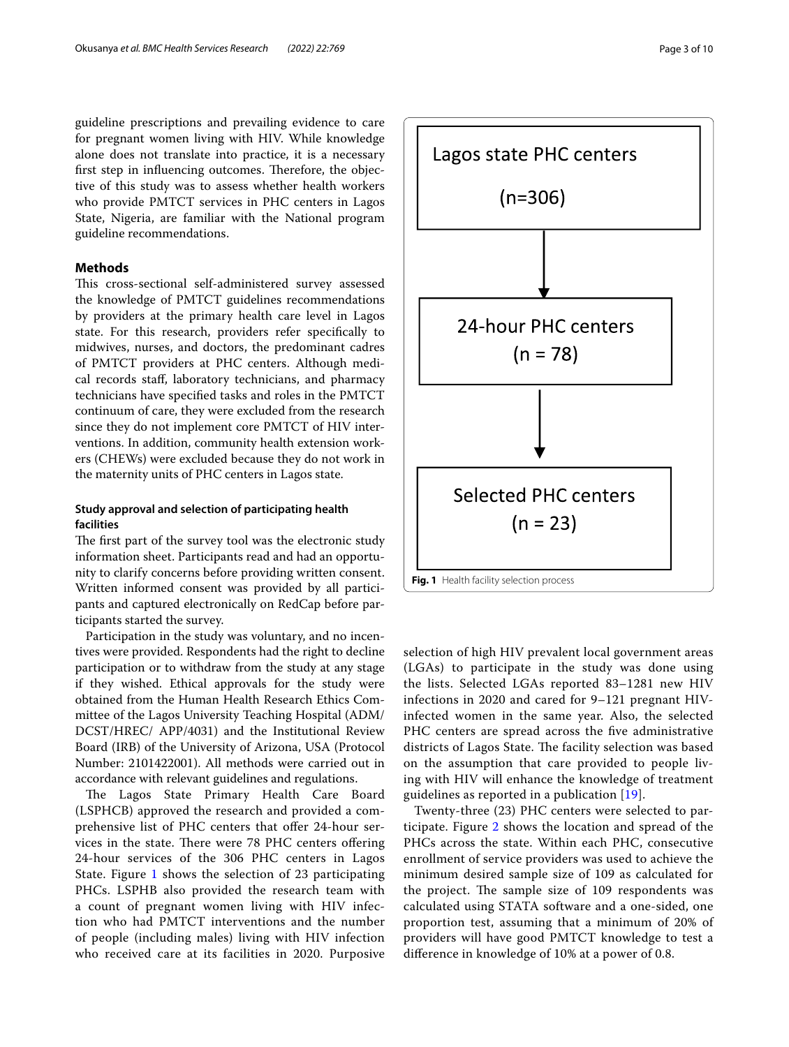guideline prescriptions and prevailing evidence to care for pregnant women living with HIV. While knowledge alone does not translate into practice, it is a necessary first step in influencing outcomes. Therefore, the objective of this study was to assess whether health workers who provide PMTCT services in PHC centers in Lagos State, Nigeria, are familiar with the National program guideline recommendations.

## Methods

This cross-sectional self-administered survey assessed the knowledge of PMTCT guidelines recommendations by providers at the primary health care level in Lagos state. For this research, providers refer specifically to midwives, nurses, and doctors, the predominant cadres of PMTCT providers at PHC centers. Although medical records staff, laboratory technicians, and pharmacy technicians have specified tasks and roles in the PMTCT continuum of care, they were excluded from the research since they do not implement core PMTCT of HIV interventions. In addition, community health extension workers (CHEWs) were excluded because they do not work in the maternity units of PHC centers in Lagos state.

### Study approval and selection of participating health facilities

The first part of the survey tool was the electronic study information sheet. Participants read and had an opportunity to clarify concerns before providing written consent. Written informed consent was provided by all participants and captured electronically on RedCap before participants started the survey.

Participation in the study was voluntary, and no incentives were provided. Respondents had the right to decline participation or to withdraw from the study at any stage if they wished. Ethical approvals for the study were obtained from the Human Health Research Ethics Committee of the Lagos University Teaching Hospital (ADM/DCST/HREC/ APP/4031) and the Institutional Review Board (IRB) of the University of Arizona, USA (Protocol Number: 2101422001). All methods were carried out in accordance with relevant guidelines and regulations.

The Lagos State Primary Health Care Board (LSPHCB) approved the research and provided a comprehensive list of PHC centers that offer 24-hour services in the state. There were 78 PHC centers offering 24-hour services of the 306 PHC centers in Lagos State. Figure 1 shows the selection of 23 participating PHCs. LSPHB also provided the research team with a count of pregnant women living with HIV infection who had PMTCT interventions and the number of people (including males) living with HIV infection who received care at its facilities in 2020. Purposive selection of high HIV prevalent local government areas (LGAs) to participate in the study was done using the lists. Selected LGAs reported 83–1281 new HIV infections in 2020 and cared for 9–121 pregnant HIV-infected women in the same year. Also, the selected PHC centers are spread across the five administrative districts of Lagos State. The facility selection was based on the assumption that care provided to people living with HIV will enhance the knowledge of treatment guidelines as reported in a publication [19].

Twenty-three (23) PHC centers were selected to participate. Figure 2 shows the location and spread of the PHCs across the state. Within each PHC, consecutive enrollment of service providers was used to achieve the minimum desired sample size of 109 as calculated for the project. The sample size of 109 respondents was calculated using STATA software and a one-sided, one proportion test, assuming that a minimum of 20% of providers will have good PMTCT knowledge to test a difference in knowledge of 10% at a power of 0.8.

Lagos state PHC centers (n=306)

24-hour PHC centers (n = 78)

Selected PHC centers (n = 23)

**Fig. 1** Health facility selection process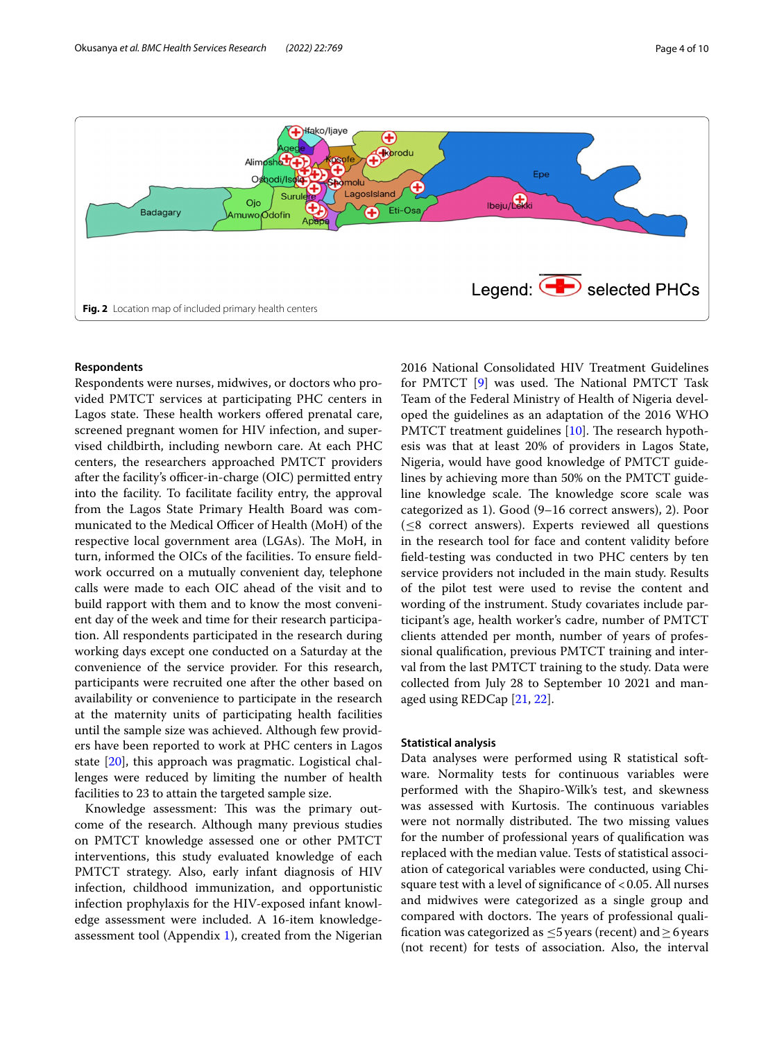Fig. 2 Location map of included primary health centers

### Respondents

Respondents were nurses, midwives, or doctors who provided PMTCT services at participating PHC centers in Lagos state. These health workers offered prenatal care, screened pregnant women for HIV infection, and supervised childbirth, including newborn care. At each PHC centers, the researchers approached PMTCT providers after the facility's officer-in-charge (OIC) permitted entry into the facility. To facilitate facility entry, the approval from the Lagos State Primary Health Board was communicated to the Medical Officer of Health (MoH) of the respective local government area (LGAs). The MoH, in turn, informed the OICs of the facilities. To ensure fieldwork occurred on a mutually convenient day, telephone calls were made to each OIC ahead of the visit and to build rapport with them and to know the most convenient day of the week and time for their research participation. All respondents participated in the research during working days except one conducted on a Saturday at the convenience of the service provider. For this research, participants were recruited one after the other based on availability or convenience to participate in the research at the maternity units of participating health facilities until the sample size was achieved. Although few providers have been reported to work at PHC centers in Lagos state [20], this approach was pragmatic. Logistical challenges were reduced by limiting the number of health facilities to 23 to attain the targeted sample size.

Knowledge assessment: This was the primary outcome of the research. Although many previous studies on PMTCT knowledge assessed one or other PMTCT interventions, this study evaluated knowledge of each PMTCT strategy. Also, early infant diagnosis of HIV infection, childhood immunization, and opportunistic infection prophylaxis for the HIV-exposed infant knowledge assessment were included. A 16-item knowledge-assessment tool (Appendix 1), created from the Nigerian 2016 National Consolidated HIV Treatment Guidelines for PMTCT [9] was used. The National PMTCT Task Team of the Federal Ministry of Health of Nigeria developed the guidelines as an adaptation of the 2016 WHO PMTCT treatment guidelines [10]. The research hypothesis was that at least 20% of providers in Lagos State, Nigeria, would have good knowledge of PMTCT guidelines by achieving more than 50% on the PMTCT guideline knowledge scale. The knowledge score scale was categorized as 1). Good (9–16 correct answers), 2). Poor ($\leq$8 correct answers). Experts reviewed all questions in the research tool for face and content validity before field-testing was conducted in two PHC centers by ten service providers not included in the main study. Results of the pilot test were used to revise the content and wording of the instrument. Study covariates include participant's age, health worker's cadre, number of PMTCT clients attended per month, number of years of professional qualification, previous PMTCT training and interval from the last PMTCT training to the study. Data were collected from July 28 to September 10 2021 and managed using REDCap [21, 22].

### Statistical analysis

Data analyses were performed using R statistical software. Normality tests for continuous variables were performed with the Shapiro-Wilk's test, and skewness was assessed with Kurtosis. The continuous variables were not normally distributed. The two missing values for the number of professional years of qualification was replaced with the median value. Tests of statistical association of categorical variables were conducted, using Chi-square test with a level of significance of $<0.05$. All nurses and midwives were categorized as a single group and compared with doctors. The years of professional qualification was categorized as $\leq$5 years (recent) and $\geq$6 years (not recent) for tests of association. Also, the interval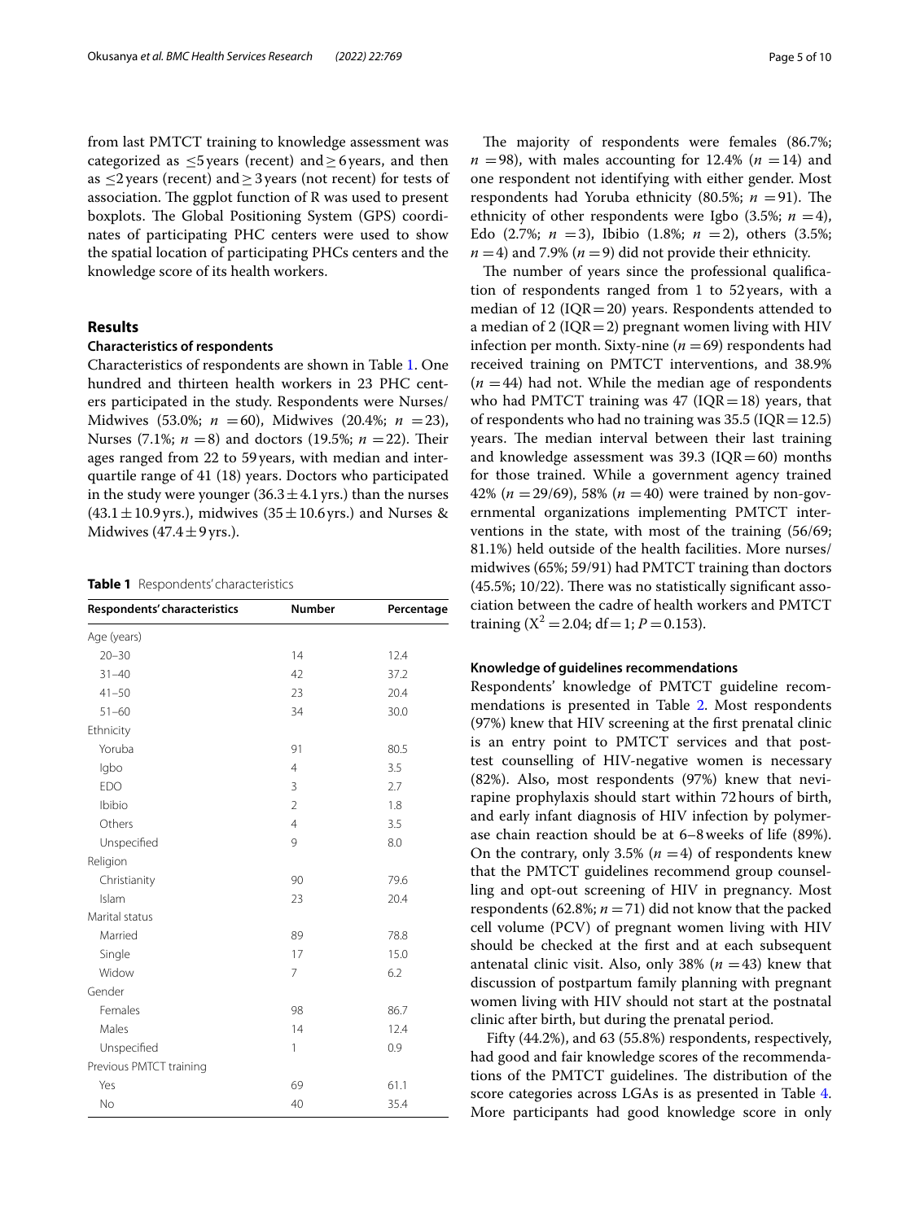from last PMTCT training to knowledge assessment was categorized as ≤5 years (recent) and ≥ 6 years, and then as ≤2 years (recent) and ≥ 3 years (not recent) for tests of association. The ggplot function of R was used to present boxplots. The Global Positioning System (GPS) coordinates of participating PHC centers were used to show the spatial location of participating PHCs centers and the knowledge score of its health workers.

## Results

### Characteristics of respondents

Characteristics of respondents are shown in Table 1. One hundred and thirteen health workers in 23 PHC centers participated in the study. Respondents were Nurses/Midwives (53.0%; *n* = 60), Midwives (20.4%; *n* = 23), Nurses (7.1%; *n* = 8) and doctors (19.5%; *n* = 22). Their ages ranged from 22 to 59 years, with median and interquartile range of 41 (18) years. Doctors who participated in the study were younger (36.3 ± 4.1 yrs.) than the nurses (43.1 ± 10.9 yrs.), midwives (35 ± 10.6 yrs.) and Nurses & Midwives (47.4 ± 9 yrs.).

**Table 1** Respondents' characteristics

| Respondents' characteristics | Number | Percentage |
|---|---|---|
| Age (years) | | |
| 20–30 | 14 | 12.4 |
| 31–40 | 42 | 37.2 |
| 41–50 | 23 | 20.4 |
| 51–60 | 34 | 30.0 |
| Ethnicity | | |
| Yoruba | 91 | 80.5 |
| Igbo | 4 | 3.5 |
| EDO | 3 | 2.7 |
| Ibibio | 2 | 1.8 |
| Others | 4 | 3.5 |
| Unspecified | 9 | 8.0 |
| Religion | | |
| Christianity | 90 | 79.6 |
| Islam | 23 | 20.4 |
| Marital status | | |
| Married | 89 | 78.8 |
| Single | 17 | 15.0 |
| Widow | 7 | 6.2 |
| Gender | | |
| Females | 98 | 86.7 |
| Males | 14 | 12.4 |
| Unspecified | 1 | 0.9 |
| Previous PMTCT training | | |
| Yes | 69 | 61.1 |
| No | 40 | 35.4 |

The majority of respondents were females (86.7%; *n* = 98), with males accounting for 12.4% (*n* = 14) and one respondent not identifying with either gender. Most respondents had Yoruba ethnicity (80.5%; *n* = 91). The ethnicity of other respondents were Igbo (3.5%; *n* = 4), Edo (2.7%; *n* = 3), Ibibio (1.8%; *n* = 2), others (3.5%; *n* = 4) and 7.9% (*n* = 9) did not provide their ethnicity.

The number of years since the professional qualification of respondents ranged from 1 to 52 years, with a median of 12 (IQR = 20) years. Respondents attended to a median of 2 (IQR = 2) pregnant women living with HIV infection per month. Sixty-nine (*n* = 69) respondents had received training on PMTCT interventions, and 38.9% (*n* = 44) had not. While the median age of respondents who had PMTCT training was 47 (IQR = 18) years, that of respondents who had no training was 35.5 (IQR = 12.5) years. The median interval between their last training and knowledge assessment was 39.3 (IQR = 60) months for those trained. While a government agency trained 42% (*n* = 29/69), 58% (*n* = 40) were trained by non-governmental organizations implementing PMTCT interventions in the state, with most of the training (56/69; 81.1%) held outside of the health facilities. More nurses/midwives (65%; 59/91) had PMTCT training than doctors (45.5%; 10/22). There was no statistically significant association between the cadre of health workers and PMTCT training ($X^2 = 2.04$; df = 1; $P = 0.153$).

### Knowledge of guidelines recommendations

Respondents' knowledge of PMTCT guideline recommendations is presented in Table 2. Most respondents (97%) knew that HIV screening at the first prenatal clinic is an entry point to PMTCT services and that post-test counselling of HIV-negative women is necessary (82%). Also, most respondents (97%) knew that nevirapine prophylaxis should start within 72 hours of birth, and early infant diagnosis of HIV infection by polymerase chain reaction should be at 6–8 weeks of life (89%). On the contrary, only 3.5% (*n* = 4) of respondents knew that the PMTCT guidelines recommend group counselling and opt-out screening of HIV in pregnancy. Most respondents (62.8%; *n* = 71) did not know that the packed cell volume (PCV) of pregnant women living with HIV should be checked at the first and at each subsequent antenatal clinic visit. Also, only 38% (*n* = 43) knew that discussion of postpartum family planning with pregnant women living with HIV should not start at the postnatal clinic after birth, but during the prenatal period.

Fifty (44.2%), and 63 (55.8%) respondents, respectively, had good and fair knowledge scores of the recommendations of the PMTCT guidelines. The distribution of the score categories across LGAs is as presented in Table 4. More participants had good knowledge score in only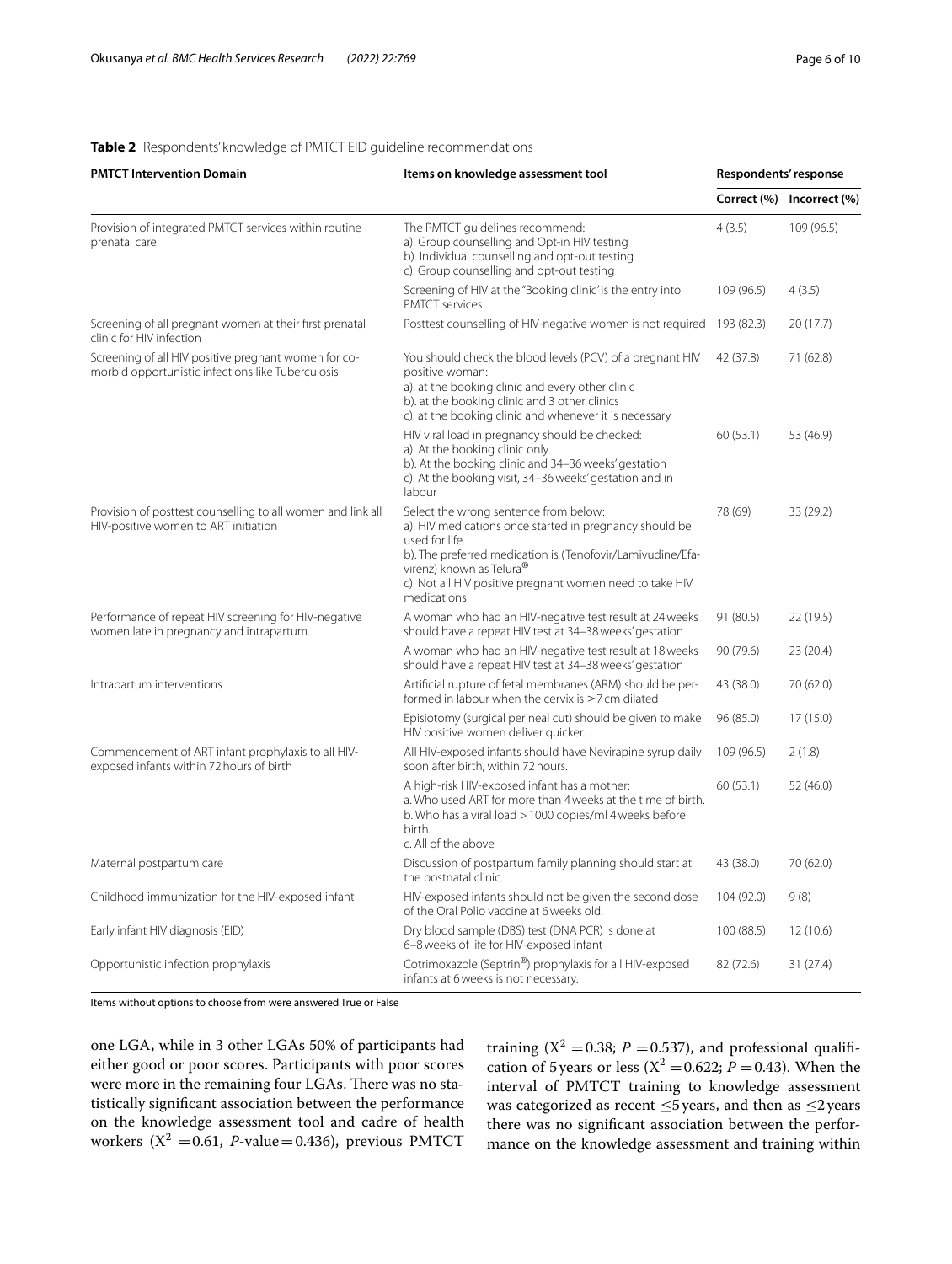**Table 2** Respondents' knowledge of PMTCT EID guideline recommendations

| PMTCT Intervention Domain | Items on knowledge assessment tool | Respondents' response | |
|---|---|---|---|
| | | Correct (%) | Incorrect (%) |
| Provision of integrated PMTCT services within routine prenatal care | The PMTCT guidelines recommend: a). Group counselling and Opt-in HIV testing b). Individual counselling and opt-out testing c). Group counselling and opt-out testing | 4 (3.5) | 109 (96.5) |
| | Screening of HIV at the "Booking clinic' is the entry into PMTCT services | 109 (96.5) | 4 (3.5) |
| Screening of all pregnant women at their first prenatal clinic for HIV infection | Posttest counselling of HIV-negative women is not required | 193 (82.3) | 20 (17.7) |
| Screening of all HIV positive pregnant women for co-morbid opportunistic infections like Tuberculosis | You should check the blood levels (PCV) of a pregnant HIV positive woman: a). at the booking clinic and every other clinic b). at the booking clinic and 3 other clinics c). at the booking clinic and whenever it is necessary | 42 (37.8) | 71 (62.8) |
| | HIV viral load in pregnancy should be checked: a). At the booking clinic only b). At the booking clinic and 34–36 weeks' gestation c). At the booking visit, 34–36 weeks' gestation and in labour | 60 (53.1) | 53 (46.9) |
| Provision of posttest counselling to all women and link all HIV-positive women to ART initiation | Select the wrong sentence from below: a). HIV medications once started in pregnancy should be used for life. b). The preferred medication is (Tenofovir/Lamivudine/Efavirenz) known as Telura® c). Not all HIV positive pregnant women need to take HIV medications | 78 (69) | 33 (29.2) |
| Performance of repeat HIV screening for HIV-negative women late in pregnancy and intrapartum. | A woman who had an HIV-negative test result at 24 weeks should have a repeat HIV test at 34–38 weeks' gestation | 91 (80.5) | 22 (19.5) |
| | A woman who had an HIV-negative test result at 18 weeks should have a repeat HIV test at 34–38 weeks' gestation | 90 (79.6) | 23 (20.4) |
| Intrapartum interventions | Artificial rupture of fetal membranes (ARM) should be performed in labour when the cervix is ≥7 cm dilated | 43 (38.0) | 70 (62.0) |
| | Episiotomy (surgical perineal cut) should be given to make HIV positive women deliver quicker. | 96 (85.0) | 17 (15.0) |
| Commencement of ART infant prophylaxis to all HIV-exposed infants within 72 hours of birth | All HIV-exposed infants should have Nevirapine syrup daily soon after birth, within 72 hours. | 109 (96.5) | 2 (1.8) |
| | A high-risk HIV-exposed infant has a mother: a. Who used ART for more than 4 weeks at the time of birth. b. Who has a viral load > 1000 copies/ml 4 weeks before birth. c. All of the above | 60 (53.1) | 52 (46.0) |
| Maternal postpartum care | Discussion of postpartum family planning should start at the postnatal clinic. | 43 (38.0) | 70 (62.0) |
| Childhood immunization for the HIV-exposed infant | HIV-exposed infants should not be given the second dose of the Oral Polio vaccine at 6 weeks old. | 104 (92.0) | 9 (8) |
| Early infant HIV diagnosis (EID) | Dry blood sample (DBS) test (DNA PCR) is done at 6–8 weeks of life for HIV-exposed infant | 100 (88.5) | 12 (10.6) |
| Opportunistic infection prophylaxis | Cotrimoxazole (Septrin®) prophylaxis for all HIV-exposed infants at 6 weeks is not necessary. | 82 (72.6) | 31 (27.4) |

Items without options to choose from were answered True or False

one LGA, while in 3 other LGAs 50% of participants had either good or poor scores. Participants with poor scores were more in the remaining four LGAs. There was no statistically significant association between the performance on the knowledge assessment tool and cadre of health workers ($X^2 = 0.61$, *P*-value = 0.436), previous PMTCT training ($X^2 = 0.38$; $P = 0.537$), and professional qualification of 5 years or less ($X^2 = 0.622$; $P = 0.43$). When the interval of PMTCT training to knowledge assessment was categorized as recent ≤5 years, and then as ≤2 years there was no significant association between the performance on the knowledge assessment and training within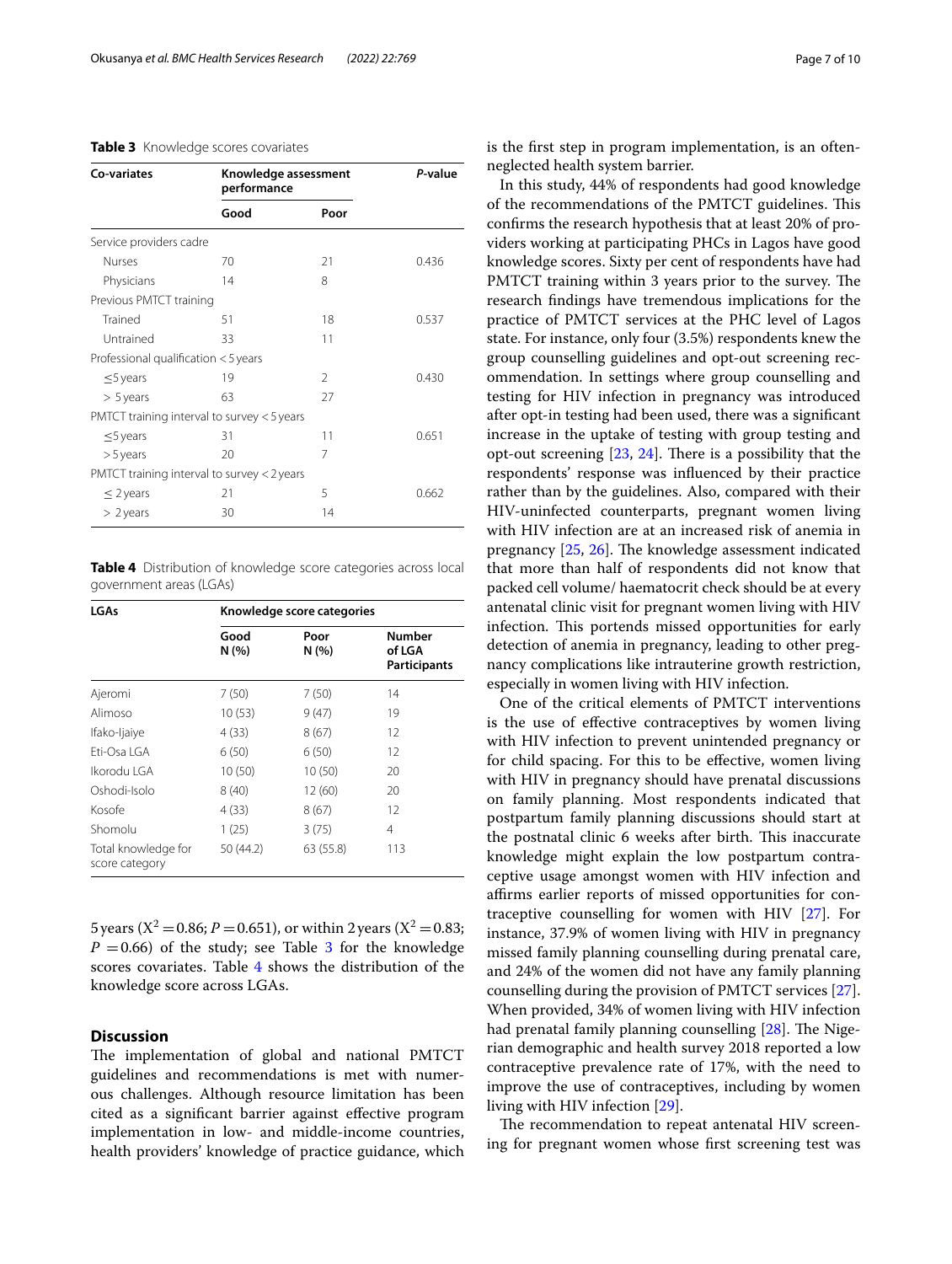**Table 3** Knowledge scores covariates

| Co-variates | Knowledge assessment performance | | *P*-value |
|---|---|---|---|
| | Good | Poor | |
| Service providers cadre | | | |
| Nurses | 70 | 21 | 0.436 |
| Physicians | 14 | 8 | |
| Previous PMTCT training | | | |
| Trained | 51 | 18 | 0.537 |
| Untrained | 33 | 11 | |
| Professional qualification < 5 years | | | |
| ≤5 years | 19 | 2 | 0.430 |
| > 5 years | 63 | 27 | |
| PMTCT training interval to survey < 5 years | | | |
| ≤5 years | 31 | 11 | 0.651 |
| > 5 years | 20 | 7 | |
| PMTCT training interval to survey < 2 years | | | |
| ≤ 2 years | 21 | 5 | 0.662 |
| > 2 years | 30 | 14 | |

**Table 4** Distribution of knowledge score categories across local government areas (LGAs)

| LGAs | Knowledge score categories | | |
|---|---|---|---|
| | Good N (%) | Poor N (%) | Number of LGA Participants |
| Ajeromi | 7 (50) | 7 (50) | 14 |
| Alimoso | 10 (53) | 9 (47) | 19 |
| Ifako-Ijaiye | 4 (33) | 8 (67) | 12 |
| Eti-Osa LGA | 6 (50) | 6 (50) | 12 |
| Ikorodu LGA | 10 (50) | 10 (50) | 20 |
| Oshodi-Isolo | 8 (40) | 12 (60) | 20 |
| Kosofe | 4 (33) | 8 (67) | 12 |
| Shomolu | 1 (25) | 3 (75) | 4 |
| Total knowledge for score category | 50 (44.2) | 63 (55.8) | 113 |

5 years ($X^2 = 0.86$; $P = 0.651$), or within 2 years ($X^2 = 0.83$; $P = 0.66$) of the study; see Table 3 for the knowledge scores covariates. Table 4 shows the distribution of the knowledge score across LGAs.

## Discussion

The implementation of global and national PMTCT guidelines and recommendations is met with numerous challenges. Although resource limitation has been cited as a significant barrier against effective program implementation in low- and middle-income countries, health providers' knowledge of practice guidance, which is the first step in program implementation, is an often-neglected health system barrier.

In this study, 44% of respondents had good knowledge of the recommendations of the PMTCT guidelines. This confirms the research hypothesis that at least 20% of providers working at participating PHCs in Lagos have good knowledge scores. Sixty per cent of respondents have had PMTCT training within 3 years prior to the survey. The research findings have tremendous implications for the practice of PMTCT services at the PHC level of Lagos state. For instance, only four (3.5%) respondents knew the group counselling guidelines and opt-out screening recommendation. In settings where group counselling and testing for HIV infection in pregnancy was introduced after opt-in testing had been used, there was a significant increase in the uptake of testing with group testing and opt-out screening [23, 24]. There is a possibility that the respondents' response was influenced by their practice rather than by the guidelines. Also, compared with their HIV-uninfected counterparts, pregnant women living with HIV infection are at an increased risk of anemia in pregnancy [25, 26]. The knowledge assessment indicated that more than half of respondents did not know that packed cell volume/ haematocrit check should be at every antenatal clinic visit for pregnant women living with HIV infection. This portends missed opportunities for early detection of anemia in pregnancy, leading to other pregnancy complications like intrauterine growth restriction, especially in women living with HIV infection.

One of the critical elements of PMTCT interventions is the use of effective contraceptives by women living with HIV infection to prevent unintended pregnancy or for child spacing. For this to be effective, women living with HIV in pregnancy should have prenatal discussions on family planning. Most respondents indicated that postpartum family planning discussions should start at the postnatal clinic 6 weeks after birth. This inaccurate knowledge might explain the low postpartum contraceptive usage amongst women with HIV infection and affirms earlier reports of missed opportunities for contraceptive counselling for women with HIV [27]. For instance, 37.9% of women living with HIV in pregnancy missed family planning counselling during prenatal care, and 24% of the women did not have any family planning counselling during the provision of PMTCT services [27]. When provided, 34% of women living with HIV infection had prenatal family planning counselling [28]. The Nigerian demographic and health survey 2018 reported a low contraceptive prevalence rate of 17%, with the need to improve the use of contraceptives, including by women living with HIV infection [29].

The recommendation to repeat antenatal HIV screening for pregnant women whose first screening test was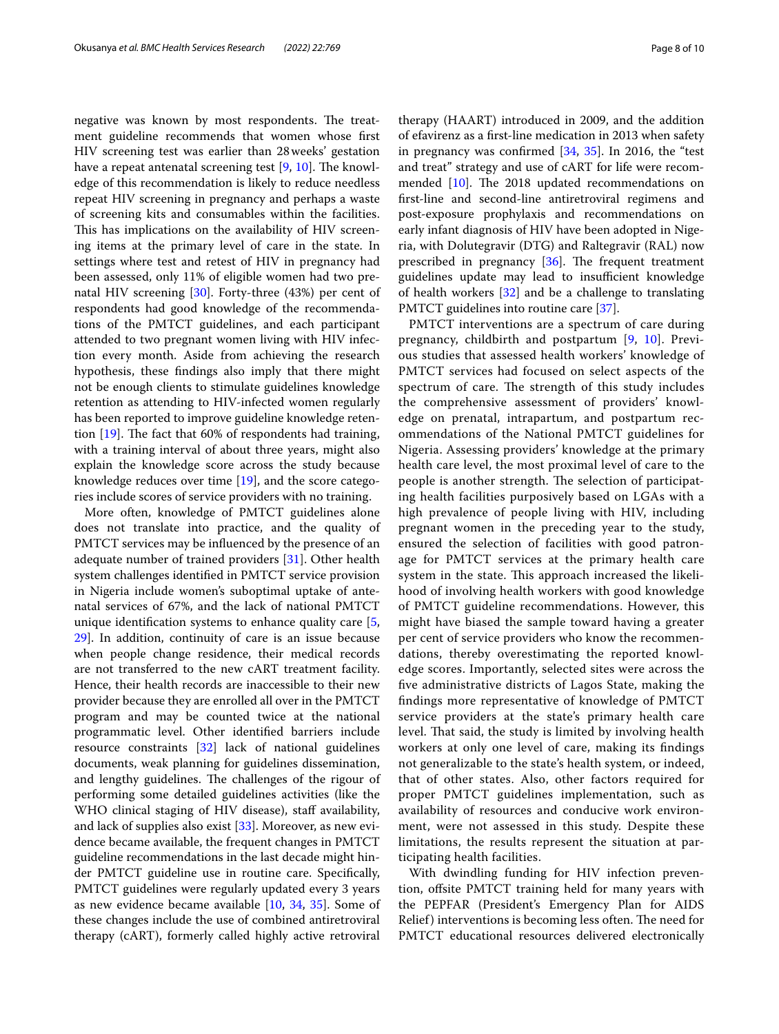negative was known by most respondents. The treatment guideline recommends that women whose first HIV screening test was earlier than 28 weeks' gestation have a repeat antenatal screening test [9, 10]. The knowledge of this recommendation is likely to reduce needless repeat HIV screening in pregnancy and perhaps a waste of screening kits and consumables within the facilities. This has implications on the availability of HIV screening items at the primary level of care in the state. In settings where test and retest of HIV in pregnancy had been assessed, only 11% of eligible women had two prenatal HIV screening [30]. Forty-three (43%) per cent of respondents had good knowledge of the recommendations of the PMTCT guidelines, and each participant attended to two pregnant women living with HIV infection every month. Aside from achieving the research hypothesis, these findings also imply that there might not be enough clients to stimulate guidelines knowledge retention as attending to HIV-infected women regularly has been reported to improve guideline knowledge retention [19]. The fact that 60% of respondents had training, with a training interval of about three years, might also explain the knowledge score across the study because knowledge reduces over time [19], and the score categories include scores of service providers with no training.

More often, knowledge of PMTCT guidelines alone does not translate into practice, and the quality of PMTCT services may be influenced by the presence of an adequate number of trained providers [31]. Other health system challenges identified in PMTCT service provision in Nigeria include women's suboptimal uptake of antenatal services of 67%, and the lack of national PMTCT unique identification systems to enhance quality care [5, 29]. In addition, continuity of care is an issue because when people change residence, their medical records are not transferred to the new cART treatment facility. Hence, their health records are inaccessible to their new provider because they are enrolled all over in the PMTCT program and may be counted twice at the national programmatic level. Other identified barriers include resource constraints [32] lack of national guidelines documents, weak planning for guidelines dissemination, and lengthy guidelines. The challenges of the rigour of performing some detailed guidelines activities (like the WHO clinical staging of HIV disease), staff availability, and lack of supplies also exist [33]. Moreover, as new evidence became available, the frequent changes in PMTCT guideline recommendations in the last decade might hinder PMTCT guideline use in routine care. Specifically, PMTCT guidelines were regularly updated every 3 years as new evidence became available [10, 34, 35]. Some of these changes include the use of combined antiretroviral therapy (cART), formerly called highly active retroviral therapy (HAART) introduced in 2009, and the addition of efavirenz as a first-line medication in 2013 when safety in pregnancy was confirmed [34, 35]. In 2016, the "test and treat" strategy and use of cART for life were recommended [10]. The 2018 updated recommendations on first-line and second-line antiretroviral regimens and post-exposure prophylaxis and recommendations on early infant diagnosis of HIV have been adopted in Nigeria, with Dolutegravir (DTG) and Raltegravir (RAL) now prescribed in pregnancy [36]. The frequent treatment guidelines update may lead to insufficient knowledge of health workers [32] and be a challenge to translating PMTCT guidelines into routine care [37].

PMTCT interventions are a spectrum of care during pregnancy, childbirth and postpartum [9, 10]. Previous studies that assessed health workers' knowledge of PMTCT services had focused on select aspects of the spectrum of care. The strength of this study includes the comprehensive assessment of providers' knowledge on prenatal, intrapartum, and postpartum recommendations of the National PMTCT guidelines for Nigeria. Assessing providers' knowledge at the primary health care level, the most proximal level of care to the people is another strength. The selection of participating health facilities purposively based on LGAs with a high prevalence of people living with HIV, including pregnant women in the preceding year to the study, ensured the selection of facilities with good patronage for PMTCT services at the primary health care system in the state. This approach increased the likelihood of involving health workers with good knowledge of PMTCT guideline recommendations. However, this might have biased the sample toward having a greater per cent of service providers who know the recommendations, thereby overestimating the reported knowledge scores. Importantly, selected sites were across the five administrative districts of Lagos State, making the findings more representative of knowledge of PMTCT service providers at the state's primary health care level. That said, the study is limited by involving health workers at only one level of care, making its findings not generalizable to the state's health system, or indeed, that of other states. Also, other factors required for proper PMTCT guidelines implementation, such as availability of resources and conducive work environment, were not assessed in this study. Despite these limitations, the results represent the situation at participating health facilities.

With dwindling funding for HIV infection prevention, offsite PMTCT training held for many years with the PEPFAR (President's Emergency Plan for AIDS Relief) interventions is becoming less often. The need for PMTCT educational resources delivered electronically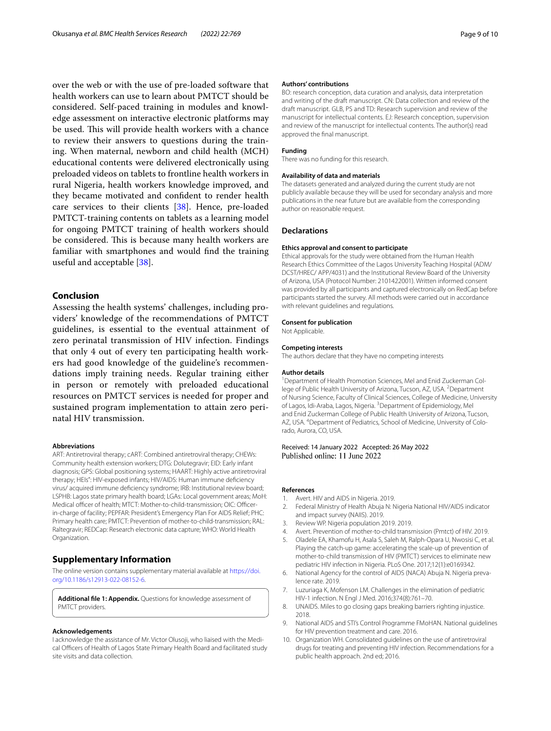over the web or with the use of pre-loaded software that health workers can use to learn about PMTCT should be considered. Self-paced training in modules and knowledge assessment on interactive electronic platforms may be used. This will provide health workers with a chance to review their answers to questions during the training. When maternal, newborn and child health (MCH) educational contents were delivered electronically using preloaded videos on tablets to frontline health workers in rural Nigeria, health workers knowledge improved, and they became motivated and confident to render health care services to their clients [38]. Hence, pre-loaded PMTCT-training contents on tablets as a learning model for ongoing PMTCT training of health workers should be considered. This is because many health workers are familiar with smartphones and would find the training useful and acceptable [38].

## Conclusion

Assessing the health systems' challenges, including providers' knowledge of the recommendations of PMTCT guidelines, is essential to the eventual attainment of zero perinatal transmission of HIV infection. Findings that only 4 out of every ten participating health workers had good knowledge of the guideline's recommendations imply training needs. Regular training either in person or remotely with preloaded educational resources on PMTCT services is needed for proper and sustained program implementation to attain zero perinatal HIV transmission.

#### Abbreviations

ART: Antiretroviral therapy; cART: Combined antiretroviral therapy; CHEWs: Community health extension workers; DTG: Dolutegravir; EID: Early infant diagnosis; GPS: Global positioning systems; HAART: Highly active antiretroviral therapy; HEIs": HIV-exposed infants; HIV/AIDS: Human immune deficiency virus/ acquired immune deficiency syndrome; IRB: Institutional review board; LSPHB: Lagos state primary health board; LGAs: Local government areas; MoH: Medical officer of health; MTCT: Mother-to-child-transmission; OIC: Officer-in-charge of facility; PEPFAR: President's Emergency Plan For AIDS Relief; PHC: Primary health care; PMTCT: Prevention of mother-to-child-transmission; RAL: Raltegravir; REDCap: Research electronic data capture; WHO: World Health Organization.

## Supplementary Information

The online version contains supplementary material available at https://doi.org/10.1186/s12913-022-08152-6.

**Additional file 1: Appendix.** Questions for knowledge assessment of PMTCT providers.

#### Acknowledgements

I acknowledge the assistance of Mr. Victor Olusoji, who liaised with the Medical Officers of Health of Lagos State Primary Health Board and facilitated study site visits and data collection.

#### Authors' contributions

BO: research conception, data curation and analysis, data interpretation and writing of the draft manuscript. CN: Data collection and review of the draft manuscript. GLB, PS and TD: Research supervision and review of the manuscript for intellectual contents. EJ: Research conception, supervision and review of the manuscript for intellectual contents. The author(s) read approved the final manuscript.

#### Funding

There was no funding for this research.

#### Availability of data and materials

The datasets generated and analyzed during the current study are not publicly available because they will be used for secondary analysis and more publications in the near future but are available from the corresponding author on reasonable request.

## Declarations

#### Ethics approval and consent to participate

Ethical approvals for the study were obtained from the Human Health Research Ethics Committee of the Lagos University Teaching Hospital (ADM/DCST/HREC/ APP/4031) and the Institutional Review Board of the University of Arizona, USA (Protocol Number: 2101422001). Written informed consent was provided by all participants and captured electronically on RedCap before participants started the survey. All methods were carried out in accordance with relevant guidelines and regulations.

#### Consent for publication

Not Applicable.

#### Competing interests

The authors declare that they have no competing interests

#### Author details

[1]Department of Health Promotion Sciences, Mel and Enid Zuckerman College of Public Health University of Arizona, Tucson, AZ, USA. [2]Department of Nursing Science, Faculty of Clinical Sciences, College of Medicine, University of Lagos, Idi-Araba, Lagos, Nigeria. [3]Department of Epidemiology, Mel and Enid Zuckerman College of Public Health University of Arizona, Tucson, AZ, USA. [4]Department of Pediatrics, School of Medicine, University of Colorado, Aurora, CO, USA.

Received: 14 January 2022 Accepted: 26 May 2022
Published online: 11 June 2022

#### References

1. Avert. HIV and AIDS in Nigeria. 2019.
2. Federal Ministry of Health Abuja N: Nigeria National HIV/AIDS indicator and impact survey (NAIIS). 2019.
3. Review WP. Nigeria population 2019. 2019.
4. Avert. Prevention of mother-to-child transmission (Pmtct) of HIV. 2019.
5. Oladele EA, Khamofu H, Asala S, Saleh M, Ralph-Opara U, Nwosisi C, et al. Playing the catch-up game: accelerating the scale-up of prevention of mother-to-child transmission of HIV (PMTCT) services to eliminate new pediatric HIV infection in Nigeria. PLoS One. 2017;12(1):e0169342.
6. National Agency for the control of AIDS (NACA) Abuja N. Nigeria prevalence rate. 2019.
7. Luzuriaga K, Mofenson LM. Challenges in the elimination of pediatric HIV-1 infection. N Engl J Med. 2016;374(8):761–70.
8. UNAIDS. Miles to go closing gaps breaking barriers righting injustice. 2018.
9. National AIDS and STI's Control Programme FMoHAN. National guidelines for HIV prevention treatment and care. 2016.
10. Organization WH. Consolidated guidelines on the use of antiretroviral drugs for treating and preventing HIV infection. Recommendations for a public health approach. 2nd ed; 2016.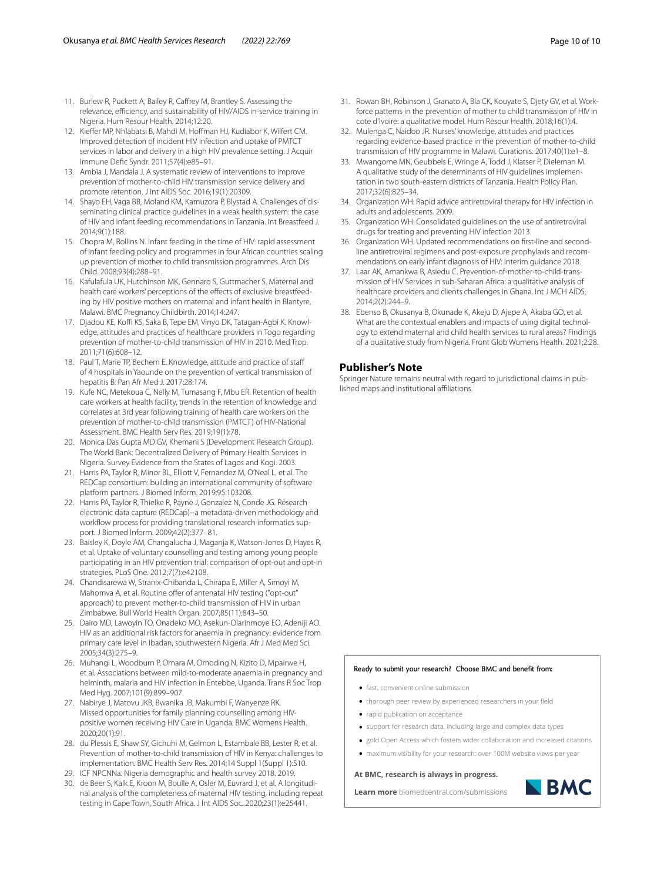11. Burlew R, Puckett A, Bailey R, Caffrey M, Brantley S. Assessing the relevance, efficiency, and sustainability of HIV/AIDS in-service training in Nigeria. Hum Resour Health. 2014;12:20.
12. Kieffer MP, Nhlabatsi B, Mahdi M, Hoffman HJ, Kudiabor K, Wilfert CM. Improved detection of incident HIV infection and uptake of PMTCT services in labor and delivery in a high HIV prevalence setting. J Acquir Immune Defic Syndr. 2011;57(4):e85–91.
13. Ambia J, Mandala J. A systematic review of interventions to improve prevention of mother-to-child HIV transmission service delivery and promote retention. J Int AIDS Soc. 2016;19(1):20309.
14. Shayo EH, Vaga BB, Moland KM, Kamuzora P, Blystad A. Challenges of disseminating clinical practice guidelines in a weak health system: the case of HIV and infant feeding recommendations in Tanzania. Int Breastfeed J. 2014;9(1):188.
15. Chopra M, Rollins N. Infant feeding in the time of HIV: rapid assessment of infant feeding policy and programmes in four African countries scaling up prevention of mother to child transmission programmes. Arch Dis Child. 2008;93(4):288–91.
16. Kafulafula UK, Hutchinson MK, Gennaro S, Guttmacher S. Maternal and health care workers' perceptions of the effects of exclusive breastfeeding by HIV positive mothers on maternal and infant health in Blantyre, Malawi. BMC Pregnancy Childbirth. 2014;14:247.
17. Djadou KE, Koffi KS, Saka B, Tepe EM, Vinyo DK, Tatagan-Agbi K. Knowledge, attitudes and practices of healthcare providers in Togo regarding prevention of mother-to-child transmission of HIV in 2010. Med Trop. 2011;71(6):608–12.
18. Paul T, Marie TP, Bechem E. Knowledge, attitude and practice of staff of 4 hospitals in Yaounde on the prevention of vertical transmission of hepatitis B. Pan Afr Med J. 2017;28:174.
19. Kufe NC, Metekoua C, Nelly M, Tumasang F, Mbu ER. Retention of health care workers at health facility, trends in the retention of knowledge and correlates at 3rd year following training of health care workers on the prevention of mother-to-child transmission (PMTCT) of HIV-National Assessment. BMC Health Serv Res. 2019;19(1):78.
20. Monica Das Gupta MD GV, Khemani S (Development Research Group). The World Bank: Decentralized Delivery of Primary Health Services in Nigeria. Survey Evidence from the States of Lagos and Kogi. 2003.
21. Harris PA, Taylor R, Minor BL, Elliott V, Fernandez M, O'Neal L, et al. The REDCap consortium: building an international community of software platform partners. J Biomed Inform. 2019;95:103208.
22. Harris PA, Taylor R, Thielke R, Payne J, Gonzalez N, Conde JG. Research electronic data capture (REDCap)--a metadata-driven methodology and workflow process for providing translational research informatics support. J Biomed Inform. 2009;42(2):377–81.
23. Baisley K, Doyle AM, Changalucha J, Maganja K, Watson-Jones D, Hayes R, et al. Uptake of voluntary counselling and testing among young people participating in an HIV prevention trial: comparison of opt-out and opt-in strategies. PLoS One. 2012;7(7):e42108.
24. Chandisarewa W, Stranix-Chibanda L, Chirapa E, Miller A, Simoyi M, Mahomva A, et al. Routine offer of antenatal HIV testing ("opt-out" approach) to prevent mother-to-child transmission of HIV in urban Zimbabwe. Bull World Health Organ. 2007;85(11):843–50.
25. Dairo MD, Lawoyin TO, Onadeko MO, Asekun-Olarinmoye EO, Adeniji AO. HIV as an additional risk factors for anaemia in pregnancy: evidence from primary care level in Ibadan, southwestern Nigeria. Afr J Med Med Sci. 2005;34(3):275–9.
26. Muhangi L, Woodburn P, Omara M, Omoding N, Kizito D, Mpairwe H, et al. Associations between mild-to-moderate anaemia in pregnancy and helminth, malaria and HIV infection in Entebbe, Uganda. Trans R Soc Trop Med Hyg. 2007;101(9):899–907.
27. Nabirye J, Matovu JKB, Bwanika JB, Makumbi F, Wanyenze RK. Missed opportunities for family planning counselling among HIV-positive women receiving HIV Care in Uganda. BMC Womens Health. 2020;20(1):91.
28. du Plessis E, Shaw SY, Gichuhi M, Gelmon L, Estambale BB, Lester R, et al. Prevention of mother-to-child transmission of HIV in Kenya: challenges to implementation. BMC Health Serv Res. 2014;14 Suppl 1(Suppl 1):S10.
29. ICF NPCNNa. Nigeria demographic and health survey 2018. 2019.
30. de Beer S, Kalk E, Kroon M, Boulle A, Osler M, Euvrard J, et al. A longitudinal analysis of the completeness of maternal HIV testing, including repeat testing in Cape Town, South Africa. J Int AIDS Soc. 2020;23(1):e25441.
31. Rowan BH, Robinson J, Granato A, Bla CK, Kouyate S, Djety GV, et al. Workforce patterns in the prevention of mother to child transmission of HIV in cote d'Ivoire: a qualitative model. Hum Resour Health. 2018;16(1):4.
32. Mulenga C, Naidoo JR. Nurses' knowledge, attitudes and practices regarding evidence-based practice in the prevention of mother-to-child transmission of HIV programme in Malawi. Curationis. 2017;40(1):e1–8.
33. Mwangome MN, Geubbels E, Wringe A, Todd J, Klatser P, Dieleman M. A qualitative study of the determinants of HIV guidelines implementation in two south-eastern districts of Tanzania. Health Policy Plan. 2017;32(6):825–34.
34. Organization WH: Rapid advice antiretroviral therapy for HIV infection in adults and adolescents. 2009.
35. Organization WH: Consolidated guidelines on the use of antiretroviral drugs for treating and preventing HIV infection 2013.
36. Organization WH. Updated recommendations on first-line and second-line antiretroviral regimens and post-exposure prophylaxis and recommendations on early infant diagnosis of HIV: Interim guidance 2018.
37. Laar AK, Amankwa B, Asiedu C. Prevention-of-mother-to-child-transmission of HIV Services in sub-Saharan Africa: a qualitative analysis of healthcare providers and clients challenges in Ghana. Int J MCH AIDS. 2014;2(2):244–9.
38. Ebenso B, Okusanya B, Okunade K, Akeju D, Ajepe A, Akaba GO, et al. What are the contextual enablers and impacts of using digital technology to extend maternal and child health services to rural areas? Findings of a qualitative study from Nigeria. Front Glob Womens Health. 2021;2:28.

## Publisher's Note

Springer Nature remains neutral with regard to jurisdictional claims in published maps and institutional affiliations.